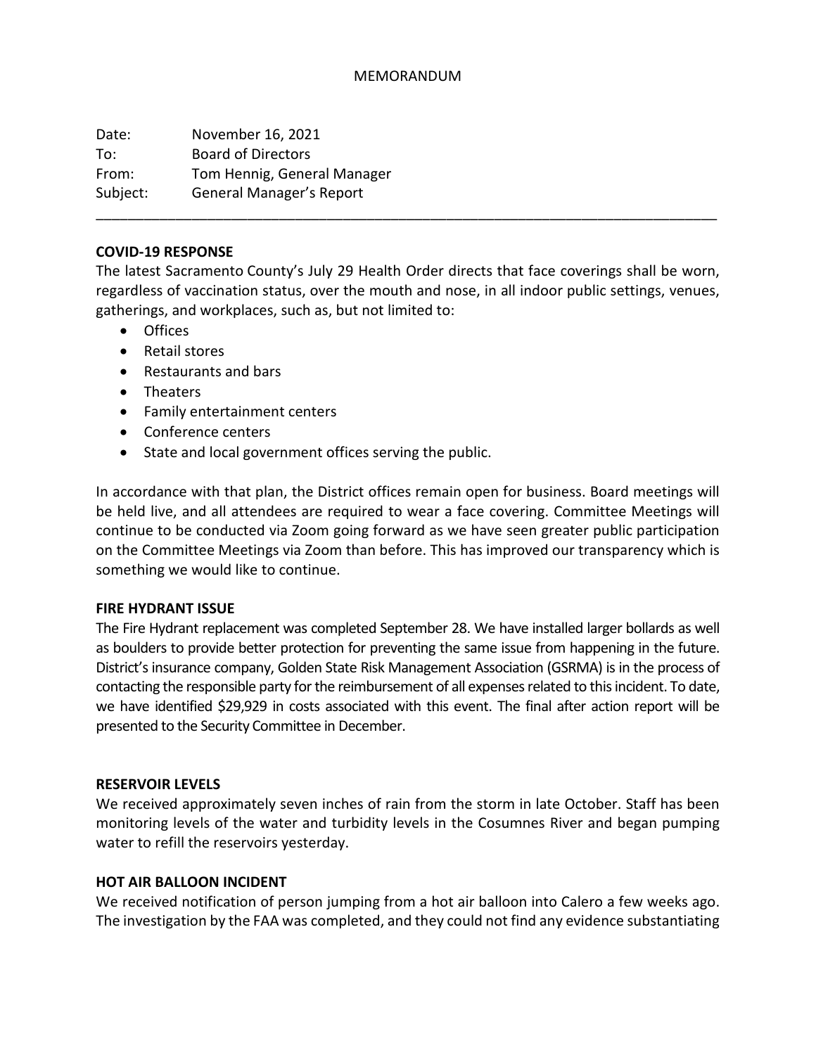# MEMORANDUM

Date: November 16, 2021
To: Board of Directors
From: Tom Hennig, General Manager
Subject: General Manager's Report

---

## COVID-19 RESPONSE

The latest Sacramento County's July 29 Health Order directs that face coverings shall be worn, regardless of vaccination status, over the mouth and nose, in all indoor public settings, venues, gatherings, and workplaces, such as, but not limited to:

- Offices
- Retail stores
- Restaurants and bars
- Theaters
- Family entertainment centers
- Conference centers
- State and local government offices serving the public.

In accordance with that plan, the District offices remain open for business. Board meetings will be held live, and all attendees are required to wear a face covering. Committee Meetings will continue to be conducted via Zoom going forward as we have seen greater public participation on the Committee Meetings via Zoom than before. This has improved our transparency which is something we would like to continue.

## FIRE HYDRANT ISSUE

The Fire Hydrant replacement was completed September 28. We have installed larger bollards as well as boulders to provide better protection for preventing the same issue from happening in the future. District's insurance company, Golden State Risk Management Association (GSRMA) is in the process of contacting the responsible party for the reimbursement of all expenses related to this incident. To date, we have identified $29,929 in costs associated with this event. The final after action report will be presented to the Security Committee in December.

## RESERVOIR LEVELS

We received approximately seven inches of rain from the storm in late October. Staff has been monitoring levels of the water and turbidity levels in the Cosumnes River and began pumping water to refill the reservoirs yesterday.

## HOT AIR BALLOON INCIDENT

We received notification of person jumping from a hot air balloon into Calero a few weeks ago. The investigation by the FAA was completed, and they could not find any evidence substantiating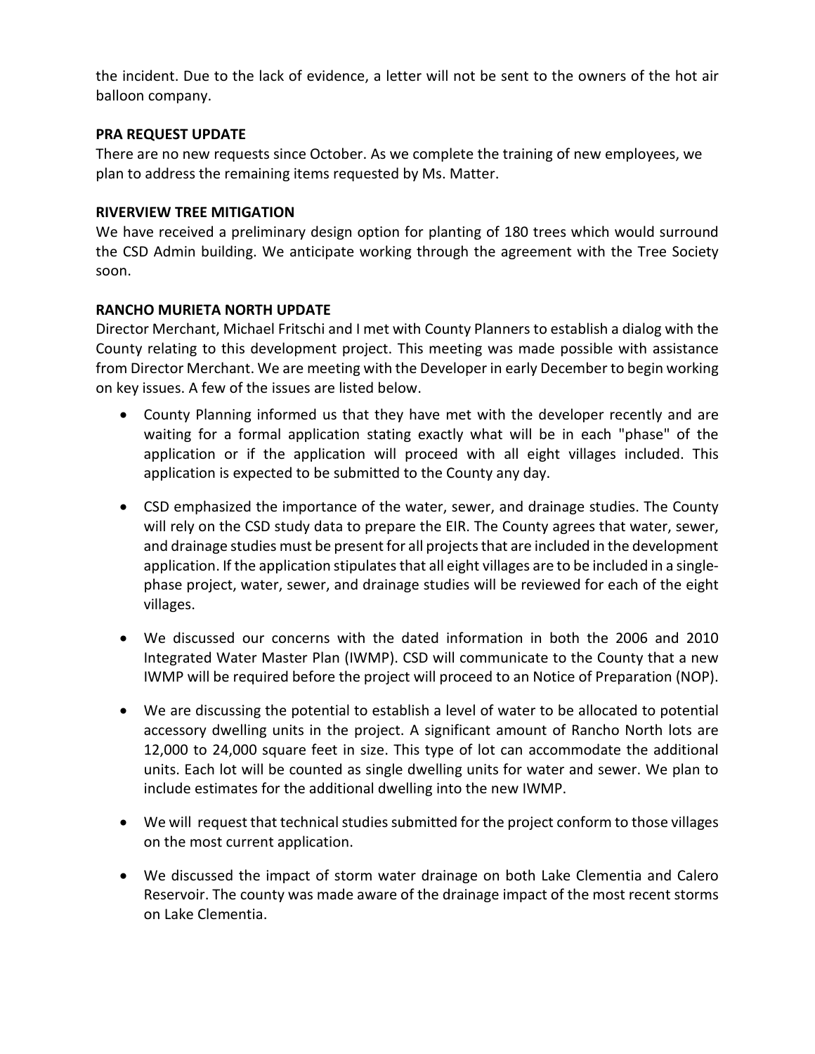the incident. Due to the lack of evidence, a letter will not be sent to the owners of the hot air balloon company.

**PRA REQUEST UPDATE**

There are no new requests since October. As we complete the training of new employees, we plan to address the remaining items requested by Ms. Matter.

**RIVERVIEW TREE MITIGATION**

We have received a preliminary design option for planting of 180 trees which would surround the CSD Admin building. We anticipate working through the agreement with the Tree Society soon.

**RANCHO MURIETA NORTH UPDATE**

Director Merchant, Michael Fritschi and I met with County Planners to establish a dialog with the County relating to this development project. This meeting was made possible with assistance from Director Merchant. We are meeting with the Developer in early December to begin working on key issues. A few of the issues are listed below.

- County Planning informed us that they have met with the developer recently and are waiting for a formal application stating exactly what will be in each "phase" of the application or if the application will proceed with all eight villages included. This application is expected to be submitted to the County any day.

- CSD emphasized the importance of the water, sewer, and drainage studies. The County will rely on the CSD study data to prepare the EIR. The County agrees that water, sewer, and drainage studies must be present for all projects that are included in the development application. If the application stipulates that all eight villages are to be included in a single-phase project, water, sewer, and drainage studies will be reviewed for each of the eight villages.

- We discussed our concerns with the dated information in both the 2006 and 2010 Integrated Water Master Plan (IWMP). CSD will communicate to the County that a new IWMP will be required before the project will proceed to an Notice of Preparation (NOP).

- We are discussing the potential to establish a level of water to be allocated to potential accessory dwelling units in the project. A significant amount of Rancho North lots are 12,000 to 24,000 square feet in size. This type of lot can accommodate the additional units. Each lot will be counted as single dwelling units for water and sewer. We plan to include estimates for the additional dwelling into the new IWMP.

- We will request that technical studies submitted for the project conform to those villages on the most current application.

- We discussed the impact of storm water drainage on both Lake Clementia and Calero Reservoir. The county was made aware of the drainage impact of the most recent storms on Lake Clementia.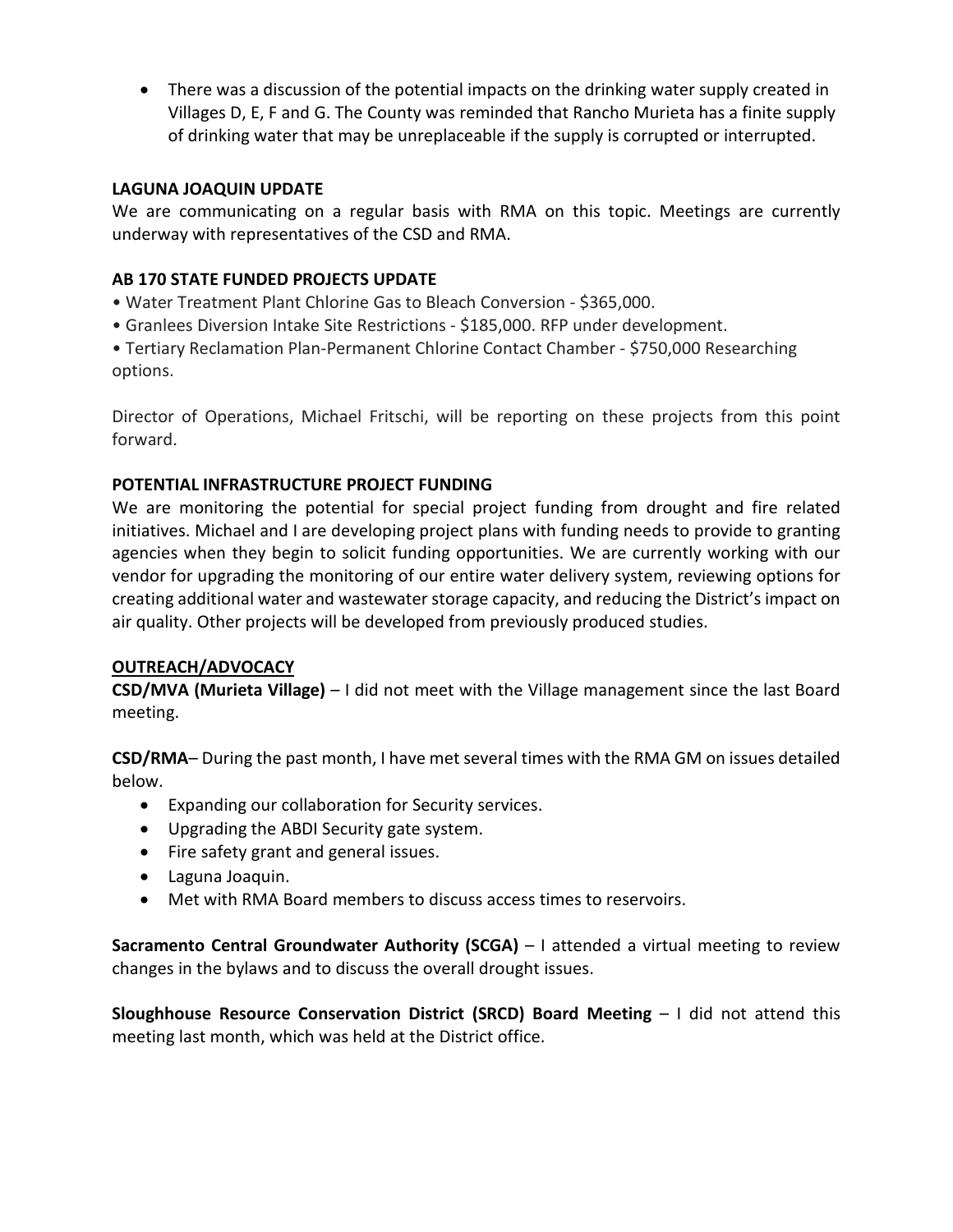- There was a discussion of the potential impacts on the drinking water supply created in Villages D, E, F and G. The County was reminded that Rancho Murieta has a finite supply of drinking water that may be unreplaceable if the supply is corrupted or interrupted.

**LAGUNA JOAQUIN UPDATE**

We are communicating on a regular basis with RMA on this topic. Meetings are currently underway with representatives of the CSD and RMA.

**AB 170 STATE FUNDED PROJECTS UPDATE**

- Water Treatment Plant Chlorine Gas to Bleach Conversion - $365,000.
- Granlees Diversion Intake Site Restrictions - $185,000. RFP under development.
- Tertiary Reclamation Plan-Permanent Chlorine Contact Chamber - $750,000 Researching options.

Director of Operations, Michael Fritschi, will be reporting on these projects from this point forward.

**POTENTIAL INFRASTRUCTURE PROJECT FUNDING**

We are monitoring the potential for special project funding from drought and fire related initiatives. Michael and I are developing project plans with funding needs to provide to granting agencies when they begin to solicit funding opportunities. We are currently working with our vendor for upgrading the monitoring of our entire water delivery system, reviewing options for creating additional water and wastewater storage capacity, and reducing the District's impact on air quality. Other projects will be developed from previously produced studies.

**OUTREACH/ADVOCACY**

**CSD/MVA (Murieta Village)** – I did not meet with the Village management since the last Board meeting.

**CSD/RMA**– During the past month, I have met several times with the RMA GM on issues detailed below.

- Expanding our collaboration for Security services.
- Upgrading the ABDI Security gate system.
- Fire safety grant and general issues.
- Laguna Joaquin.
- Met with RMA Board members to discuss access times to reservoirs.

**Sacramento Central Groundwater Authority (SCGA)** – I attended a virtual meeting to review changes in the bylaws and to discuss the overall drought issues.

**Sloughhouse Resource Conservation District (SRCD) Board Meeting** – I did not attend this meeting last month, which was held at the District office.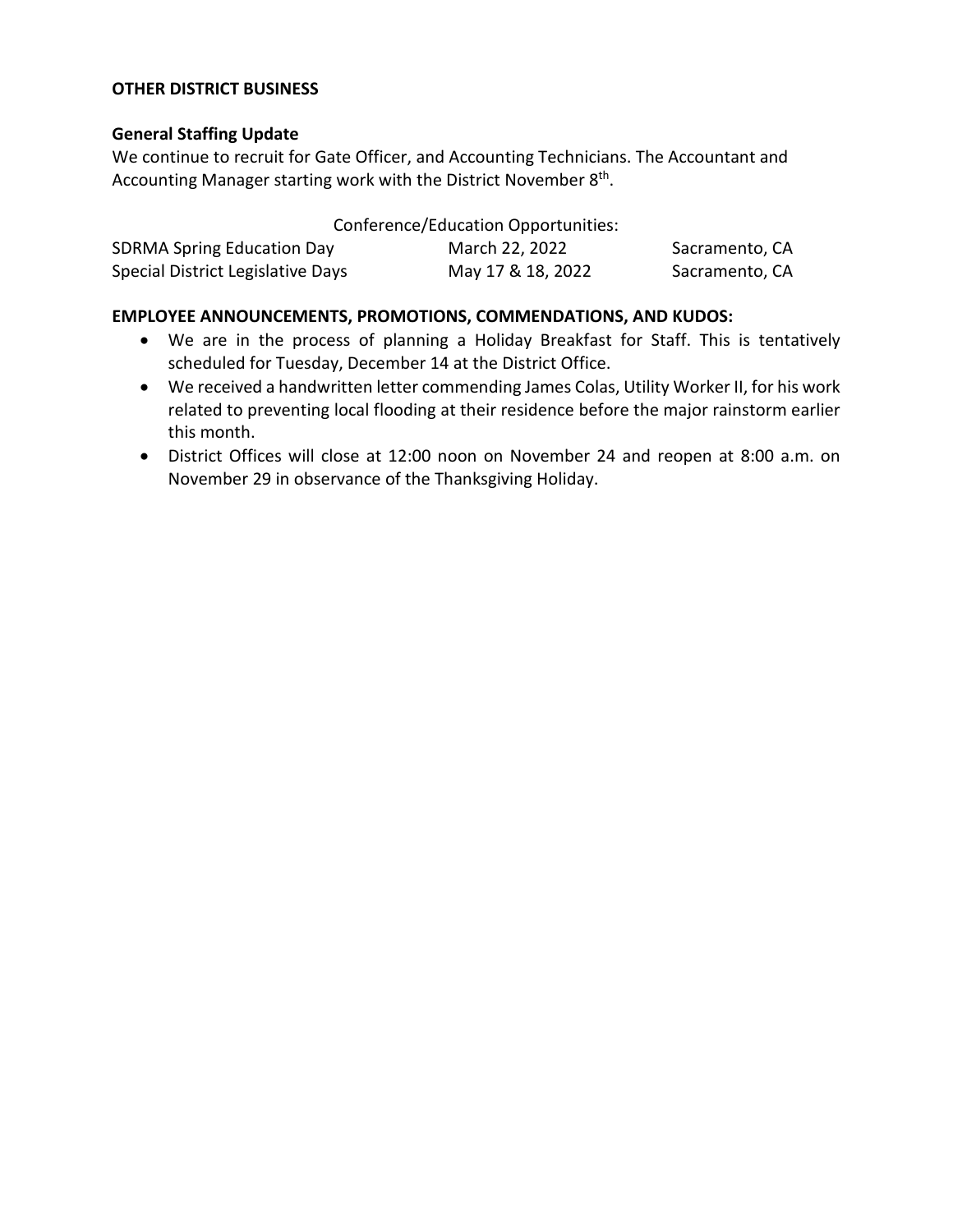**OTHER DISTRICT BUSINESS**

**General Staffing Update**

We continue to recruit for Gate Officer, and Accounting Technicians. The Accountant and Accounting Manager starting work with the District November 8th.

Conference/Education Opportunities:

| | | |
|---|---|---|
| SDRMA Spring Education Day | March 22, 2022 | Sacramento, CA |
| Special District Legislative Days | May 17 & 18, 2022 | Sacramento, CA |

**EMPLOYEE ANNOUNCEMENTS, PROMOTIONS, COMMENDATIONS, AND KUDOS:**

- We are in the process of planning a Holiday Breakfast for Staff. This is tentatively scheduled for Tuesday, December 14 at the District Office.
- We received a handwritten letter commending James Colas, Utility Worker II, for his work related to preventing local flooding at their residence before the major rainstorm earlier this month.
- District Offices will close at 12:00 noon on November 24 and reopen at 8:00 a.m. on November 29 in observance of the Thanksgiving Holiday.